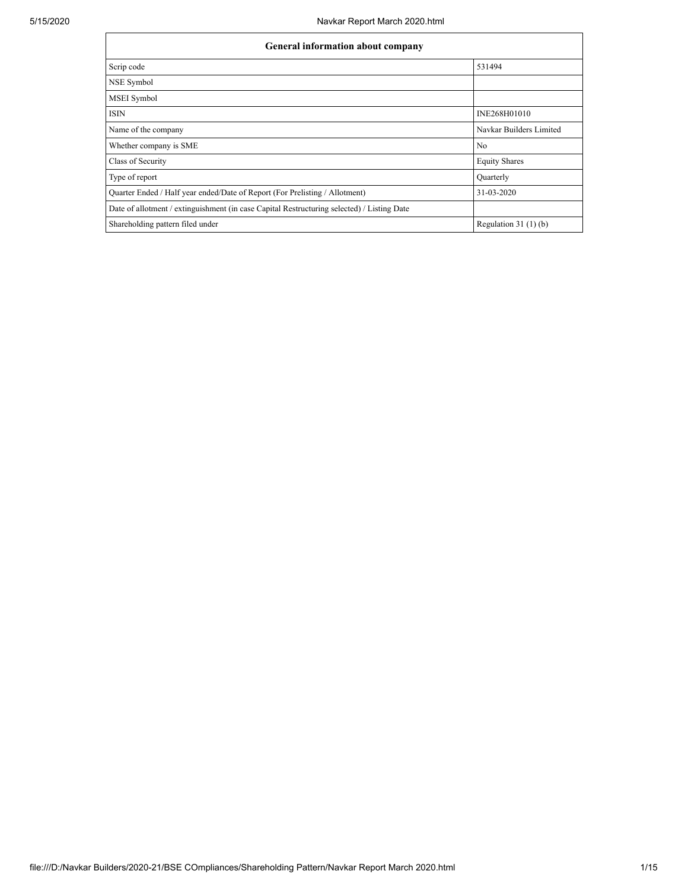| General information about company | |
|---|---|
| Scrip code | 531494 |
| NSE Symbol | |
| MSEI Symbol | |
| ISIN | INE268H01010 |
| Name of the company | Navkar Builders Limited |
| Whether company is SME | No |
| Class of Security | Equity Shares |
| Type of report | Quarterly |
| Quarter Ended / Half year ended/Date of Report (For Prelisting / Allotment) | 31-03-2020 |
| Date of allotment / extinguishment (in case Capital Restructuring selected) / Listing Date | |
| Shareholding pattern filed under | Regulation 31 (1) (b) |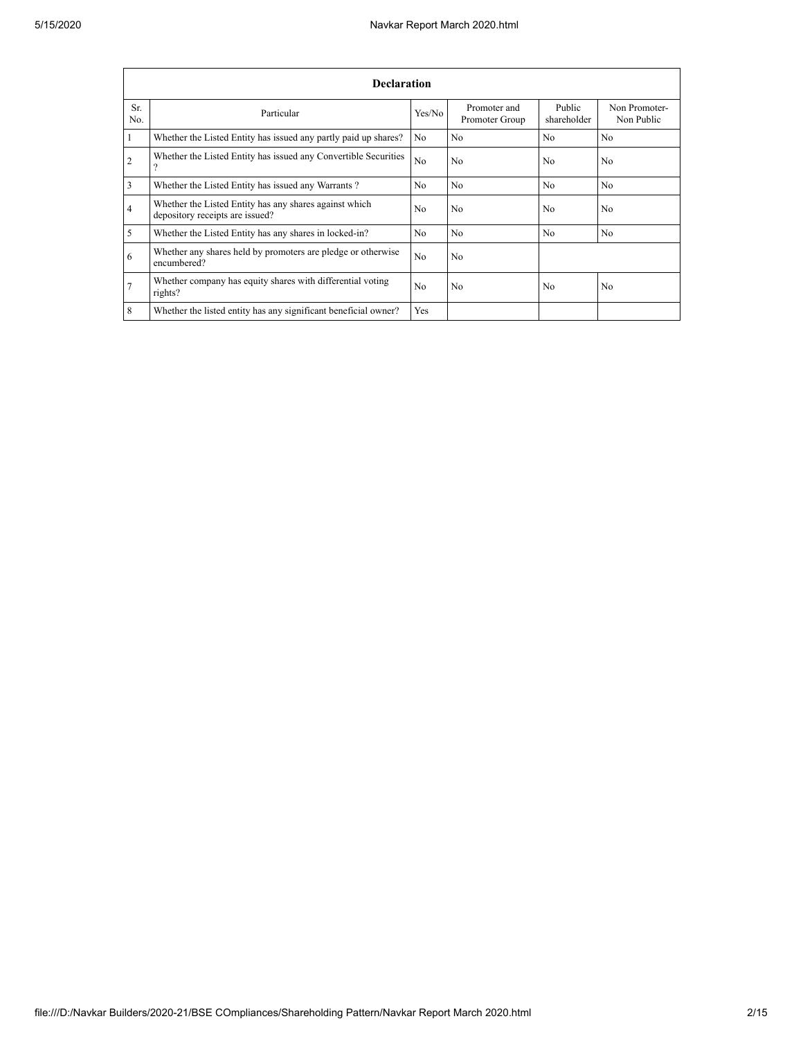| Declaration | | | | | |
|---|---|---|---|---|---|
| Sr. No. | Particular | Yes/No | Promoter and Promoter Group | Public shareholder | Non Promoter- Non Public |
| 1 | Whether the Listed Entity has issued any partly paid up shares? | No | No | No | No |
| 2 | Whether the Listed Entity has issued any Convertible Securities ? | No | No | No | No |
| 3 | Whether the Listed Entity has issued any Warrants ? | No | No | No | No |
| 4 | Whether the Listed Entity has any shares against which depository receipts are issued? | No | No | No | No |
| 5 | Whether the Listed Entity has any shares in locked-in? | No | No | No | No |
| 6 | Whether any shares held by promoters are pledge or otherwise encumbered? | No | No | | |
| 7 | Whether company has equity shares with differential voting rights? | No | No | No | No |
| 8 | Whether the listed entity has any significant beneficial owner? | Yes | | | |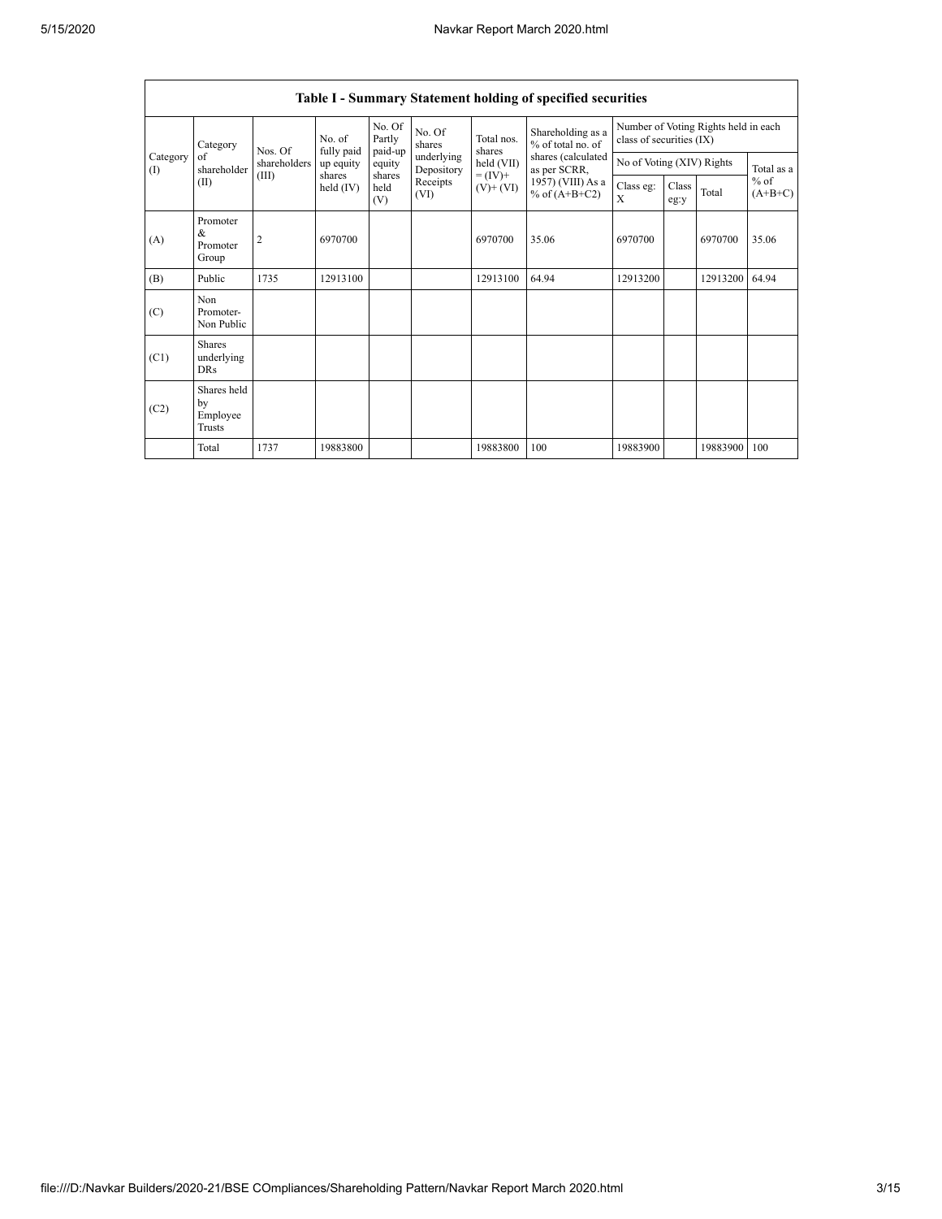| Table I - Summary Statement holding of specified securities | | | | | | | | | | | | |
|---|---|---|---|---|---|---|---|---|---|---|---|---|
| Category (I) | Category of shareholder (II) | Nos. Of shareholders (III) | No. of fully paid up equity shares held (IV) | No. Of Partly paid-up equity shares held (V) | No. Of shares underlying Depository Receipts (VI) | Total nos. shares held (VII) = (IV)+ (V)+ (VI) | Shareholding as a % of total no. of shares (calculated as per SCRR, 1957) (VIII) As a % of (A+B+C2) | Number of Voting Rights held in each class of securities (IX) | | | |
| | | | | | | | | No of Voting (XIV) Rights | | | Total as a % of (A+B+C) |
| | | | | | | | | Class eg: X | Class eg:y | Total | |
| (A) | Promoter & Promoter Group | 2 | 6970700 | | | 6970700 | 35.06 | 6970700 | | 6970700 | 35.06 |
| (B) | Public | 1735 | 12913100 | | | 12913100 | 64.94 | 12913200 | | 12913200 | 64.94 |
| (C) | Non Promoter- Non Public | | | | | | | | | | |
| (C1) | Shares underlying DRs | | | | | | | | | | |
| (C2) | Shares held by Employee Trusts | | | | | | | | | | |
| | Total | 1737 | 19883800 | | | 19883800 | 100 | 19883900 | | 19883900 | 100 |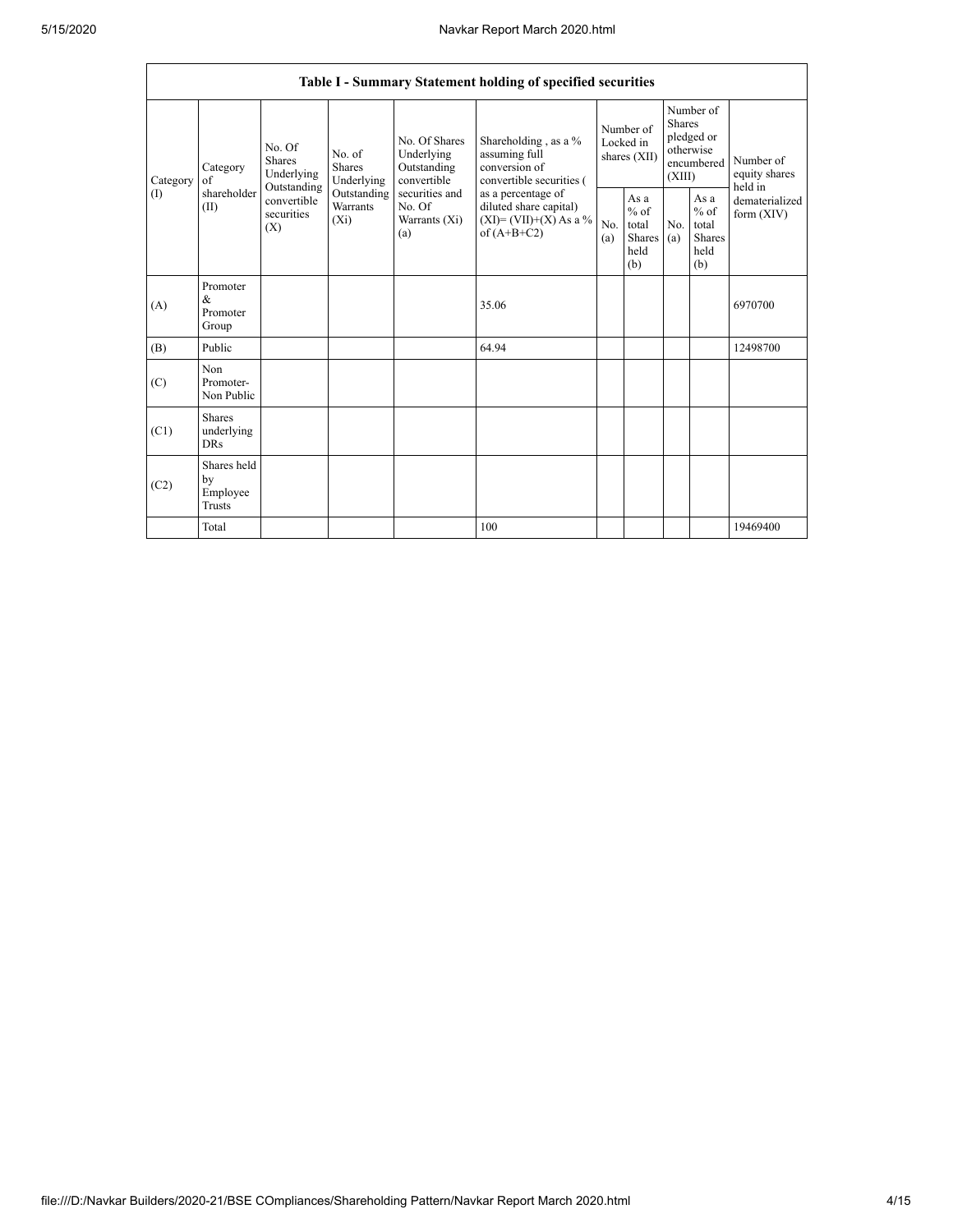| Table I - Summary Statement holding of specified securities | | | | | | | | | | | |
|---|---|---|---|---|---|---|---|---|---|---|---|
| Category (I) | Category of shareholder (II) | No. Of Shares Underlying Outstanding convertible securities (X) | No. of Shares Underlying Outstanding Warrants (Xi) | No. Of Shares Underlying Outstanding convertible securities and No. Of Warrants (Xi) (a) | Shareholding , as a % assuming full conversion of convertible securities ( as a percentage of diluted share capital) (XI)= (VII)+(X) As a % of (A+B+C2) | Number of Locked in shares (XII) | | Number of Shares pledged or otherwise encumbered (XIII) | | Number of equity shares held in dematerialized form (XIV) |
| | | | | | | No. (a) | As a % of total Shares held (b) | No. (a) | As a % of total Shares held (b) | |
| (A) | Promoter & Promoter Group | | | | 35.06 | | | | | 6970700 |
| (B) | Public | | | | 64.94 | | | | | 12498700 |
| (C) | Non Promoter- Non Public | | | | | | | | | |
| (C1) | Shares underlying DRs | | | | | | | | | |
| (C2) | Shares held by Employee Trusts | | | | | | | | | |
| | Total | | | | 100 | | | | | 19469400 |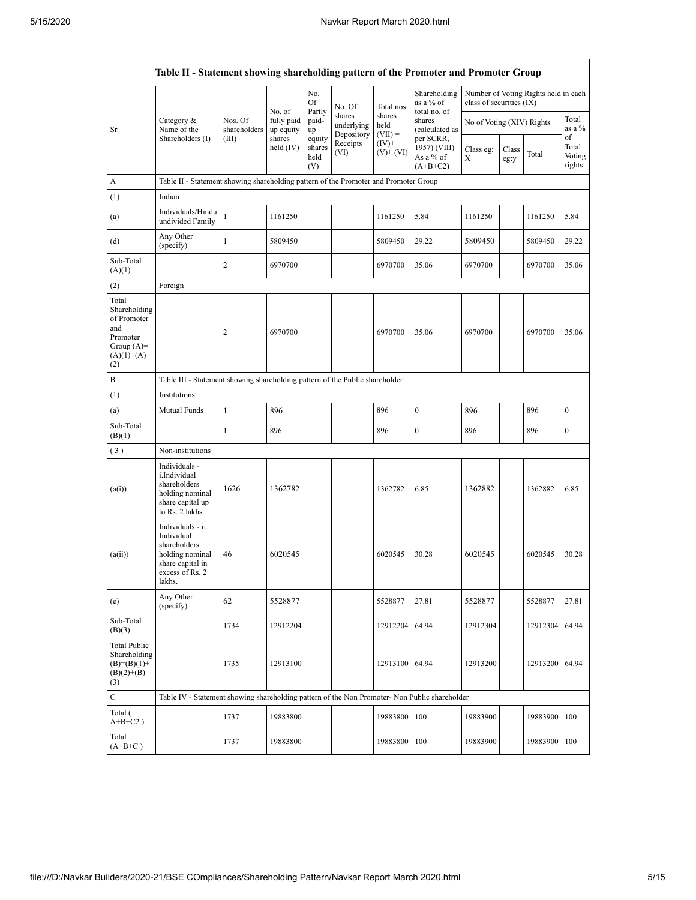| Table II - Statement showing shareholding pattern of the Promoter and Promoter Group | | | | | | | | | | | |
|---|---|---|---|---|---|---|---|---|---|---|---|
| Sr. | Category & Name of the Shareholders (I) | Nos. Of shareholders (III) | No. of fully paid up equity shares held (IV) | No. Of Partly paid-up equity shares held (V) | No. Of shares underlying Depository Receipts (VI) | Total nos. shares held (VII) = (IV)+ (V)+ (VI) | Shareholding as a % of total no. of shares (calculated as per SCRR, 1957) (VIII) As a % of (A+B+C2) | Number of Voting Rights held in each class of securities (IX) | | | |
| | | | | | | | | No of Voting (XIV) Rights | | | Total as a % of Total Voting rights |
| | | | | | | | | Class eg: X | Class eg:y | Total | |
| A | Table II - Statement showing shareholding pattern of the Promoter and Promoter Group | | | | | | | | | | |
| (1) | Indian | | | | | | | | | | |
| (a) | Individuals/Hindu undivided Family | 1 | 1161250 | | | 1161250 | 5.84 | 1161250 | | 1161250 | 5.84 |
| (d) | Any Other (specify) | 1 | 5809450 | | | 5809450 | 29.22 | 5809450 | | 5809450 | 29.22 |
| Sub-Total (A)(1) | | 2 | 6970700 | | | 6970700 | 35.06 | 6970700 | | 6970700 | 35.06 |
| (2) | Foreign | | | | | | | | | | |
| Total Shareholding of Promoter and Promoter Group (A)=(A)(1)+(A)(2) | | 2 | 6970700 | | | 6970700 | 35.06 | 6970700 | | 6970700 | 35.06 |
| B | Table III - Statement showing shareholding pattern of the Public shareholder | | | | | | | | | | |
| (1) | Institutions | | | | | | | | | | |
| (a) | Mutual Funds | 1 | 896 | | | 896 | 0 | 896 | | 896 | 0 |
| Sub-Total (B)(1) | | 1 | 896 | | | 896 | 0 | 896 | | 896 | 0 |
| (3) | Non-institutions | | | | | | | | | | |
| (a(i)) | Individuals - i.Individual shareholders holding nominal share capital up to Rs. 2 lakhs. | 1626 | 1362782 | | | 1362782 | 6.85 | 1362882 | | 1362882 | 6.85 |
| (a(ii)) | Individuals - ii. Individual shareholders holding nominal share capital in excess of Rs. 2 lakhs. | 46 | 6020545 | | | 6020545 | 30.28 | 6020545 | | 6020545 | 30.28 |
| (e) | Any Other (specify) | 62 | 5528877 | | | 5528877 | 27.81 | 5528877 | | 5528877 | 27.81 |
| Sub-Total (B)(3) | | 1734 | 12912204 | | | 12912204 | 64.94 | 12912304 | | 12912304 | 64.94 |
| Total Public Shareholding (B)=(B)(1)+(B)(2)+(B)(3) | | 1735 | 12913100 | | | 12913100 | 64.94 | 12913200 | | 12913200 | 64.94 |
| C | Table IV - Statement showing shareholding pattern of the Non Promoter- Non Public shareholder | | | | | | | | | | |
| Total ( A+B+C2 ) | | 1737 | 19883800 | | | 19883800 | 100 | 19883900 | | 19883900 | 100 |
| Total (A+B+C ) | | 1737 | 19883800 | | | 19883800 | 100 | 19883900 | | 19883900 | 100 |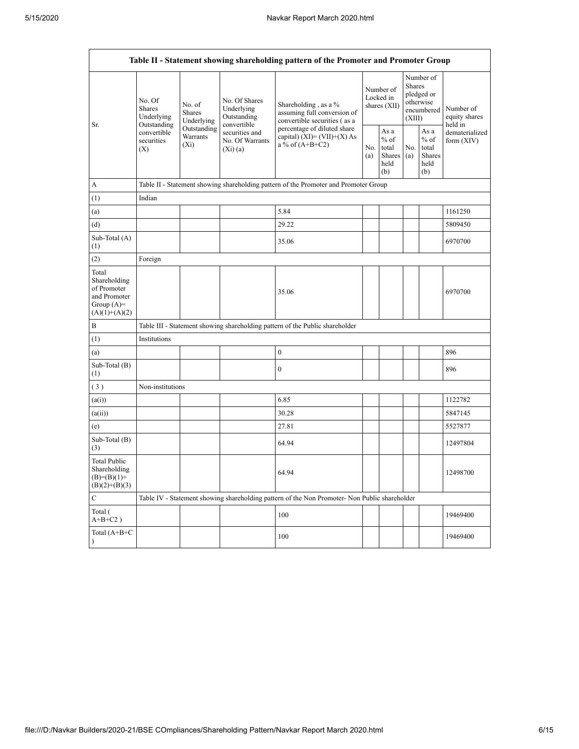| Table II - Statement showing shareholding pattern of the Promoter and Promoter Group | | | | | | | | | |
|---|---|---|---|---|---|---|---|---|---|
| Sr. | No. Of Shares Underlying Outstanding convertible securities (X) | No. of Shares Underlying Outstanding Warrants (Xi) | No. Of Shares Underlying Outstanding convertible securities and No. Of Warrants (Xi) (a) | Shareholding , as a % assuming full conversion of convertible securities ( as a percentage of diluted share capital) (XI)= (VII)+(X) As a % of (A+B+C2) | Number of Locked in shares (XII) | | Number of Shares pledged or otherwise encumbered (XIII) | | Number of equity shares held in dematerialized form (XIV) |
| | | | | | No. (a) | As a % of total Shares held (b) | No. (a) | As a % of total Shares held (b) | |
| A | Table II - Statement showing shareholding pattern of the Promoter and Promoter Group | | | | | | | | |
| (1) | Indian | | | | | | | | |
| (a) | | | | 5.84 | | | | | 1161250 |
| (d) | | | | 29.22 | | | | | 5809450 |
| Sub-Total (A) (1) | | | | 35.06 | | | | | 6970700 |
| (2) | Foreign | | | | | | | | |
| Total Shareholding of Promoter and Promoter Group (A)= (A)(1)+(A)(2) | | | | 35.06 | | | | | 6970700 |
| B | Table III - Statement showing shareholding pattern of the Public shareholder | | | | | | | | |
| (1) | Institutions | | | | | | | | |
| (a) | | | | 0 | | | | | 896 |
| Sub-Total (B) (1) | | | | 0 | | | | | 896 |
| ( 3 ) | Non-institutions | | | | | | | | |
| (a(i)) | | | | 6.85 | | | | | 1122782 |
| (a(ii)) | | | | 30.28 | | | | | 5847145 |
| (e) | | | | 27.81 | | | | | 5527877 |
| Sub-Total (B) (3) | | | | 64.94 | | | | | 12497804 |
| Total Public Shareholding (B)=(B)(1)+(B)(2)+(B)(3) | | | | 64.94 | | | | | 12498700 |
| C | Table IV - Statement showing shareholding pattern of the Non Promoter- Non Public shareholder | | | | | | | | |
| Total ( A+B+C2 ) | | | | 100 | | | | | 19469400 |
| Total (A+B+C ) | | | | 100 | | | | | 19469400 |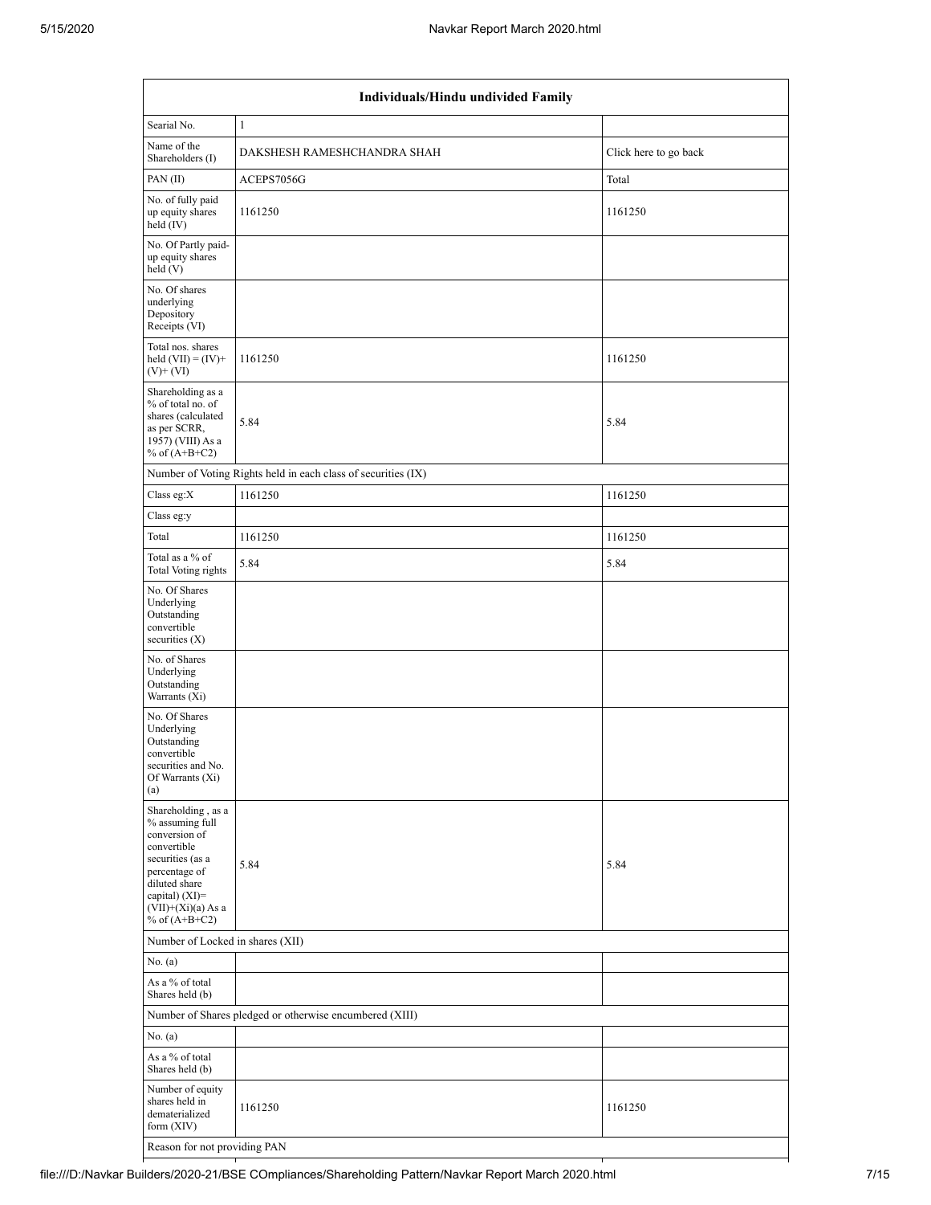| Individuals/Hindu undivided Family | | |
|---|---|---|
| Searial No. | 1 | |
| Name of the Shareholders (I) | DAKSHESH RAMESHCHANDRA SHAH | Click here to go back |
| PAN (II) | ACEPS7056G | Total |
| No. of fully paid up equity shares held (IV) | 1161250 | 1161250 |
| No. Of Partly paid-up equity shares held (V) | | |
| No. Of shares underlying Depository Receipts (VI) | | |
| Total nos. shares held (VII) = (IV)+ (V)+ (VI) | 1161250 | 1161250 |
| Shareholding as a % of total no. of shares (calculated as per SCRR, 1957) (VIII) As a % of (A+B+C2) | 5.84 | 5.84 |
| Number of Voting Rights held in each class of securities (IX) | | |
| Class eg:X | 1161250 | 1161250 |
| Class eg:y | | |
| Total | 1161250 | 1161250 |
| Total as a % of Total Voting rights | 5.84 | 5.84 |
| No. Of Shares Underlying Outstanding convertible securities (X) | | |
| No. of Shares Underlying Outstanding Warrants (Xi) | | |
| No. Of Shares Underlying Outstanding convertible securities and No. Of Warrants (Xi) (a) | | |
| Shareholding , as a % assuming full conversion of convertible securities (as a percentage of diluted share capital) (XI)= (VII)+(Xi)(a) As a % of (A+B+C2) | 5.84 | 5.84 |
| Number of Locked in shares (XII) | | |
| No. (a) | | |
| As a % of total Shares held (b) | | |
| Number of Shares pledged or otherwise encumbered (XIII) | | |
| No. (a) | | |
| As a % of total Shares held (b) | | |
| Number of equity shares held in dematerialized form (XIV) | 1161250 | 1161250 |
| Reason for not providing PAN | | |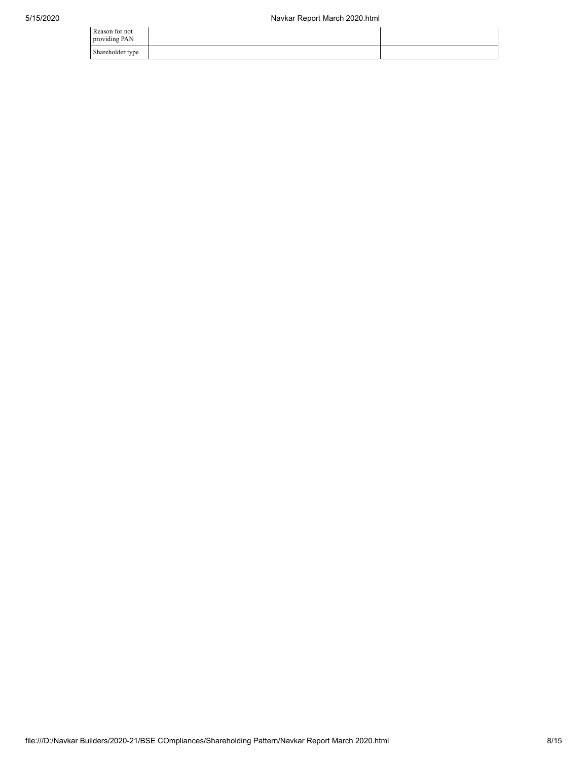| Reason for not providing PAN | | |
| --- | --- | --- |
| Shareholder type | | |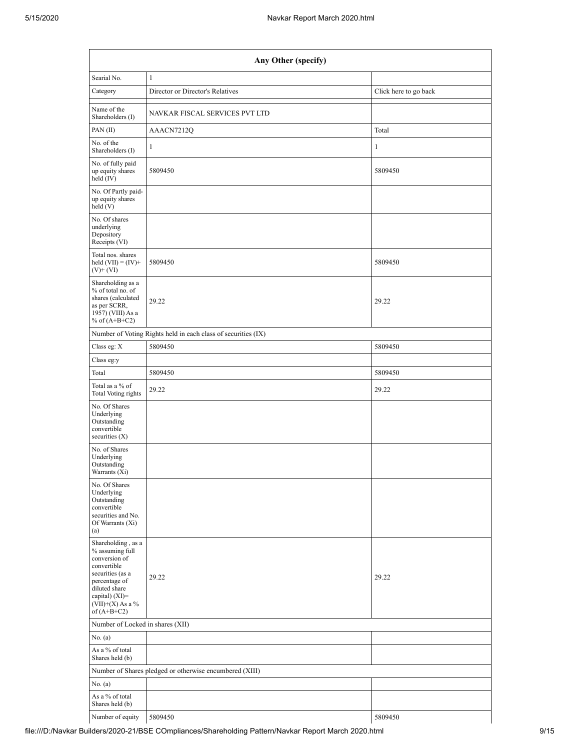| Any Other (specify) | | |
|---|---|---|
| Searial No. | 1 | |
| Category | Director or Director's Relatives | Click here to go back |
| Name of the Shareholders (I) | NAVKAR FISCAL SERVICES PVT LTD | |
| PAN (II) | AAACN7212Q | Total |
| No. of the Shareholders (I) | 1 | 1 |
| No. of fully paid up equity shares held (IV) | 5809450 | 5809450 |
| No. Of Partly paid-up equity shares held (V) | | |
| No. Of shares underlying Depository Receipts (VI) | | |
| Total nos. shares held (VII) = (IV)+ (V)+ (VI) | 5809450 | 5809450 |
| Shareholding as a % of total no. of shares (calculated as per SCRR, 1957) (VIII) As a % of (A+B+C2) | 29.22 | 29.22 |
| Number of Voting Rights held in each class of securities (IX) | | |
| Class eg: X | 5809450 | 5809450 |
| Class eg:y | | |
| Total | 5809450 | 5809450 |
| Total as a % of Total Voting rights | 29.22 | 29.22 |
| No. Of Shares Underlying Outstanding convertible securities (X) | | |
| No. of Shares Underlying Outstanding Warrants (Xi) | | |
| No. Of Shares Underlying Outstanding convertible securities and No. Of Warrants (Xi) (a) | | |
| Shareholding , as a % assuming full conversion of convertible securities (as a percentage of diluted share capital) (XI)= (VII)+(X) As a % of (A+B+C2) | 29.22 | 29.22 |
| Number of Locked in shares (XII) | | |
| No. (a) | | |
| As a % of total Shares held (b) | | |
| Number of Shares pledged or otherwise encumbered (XIII) | | |
| No. (a) | | |
| As a % of total Shares held (b) | | |
| Number of equity | 5809450 | 5809450 |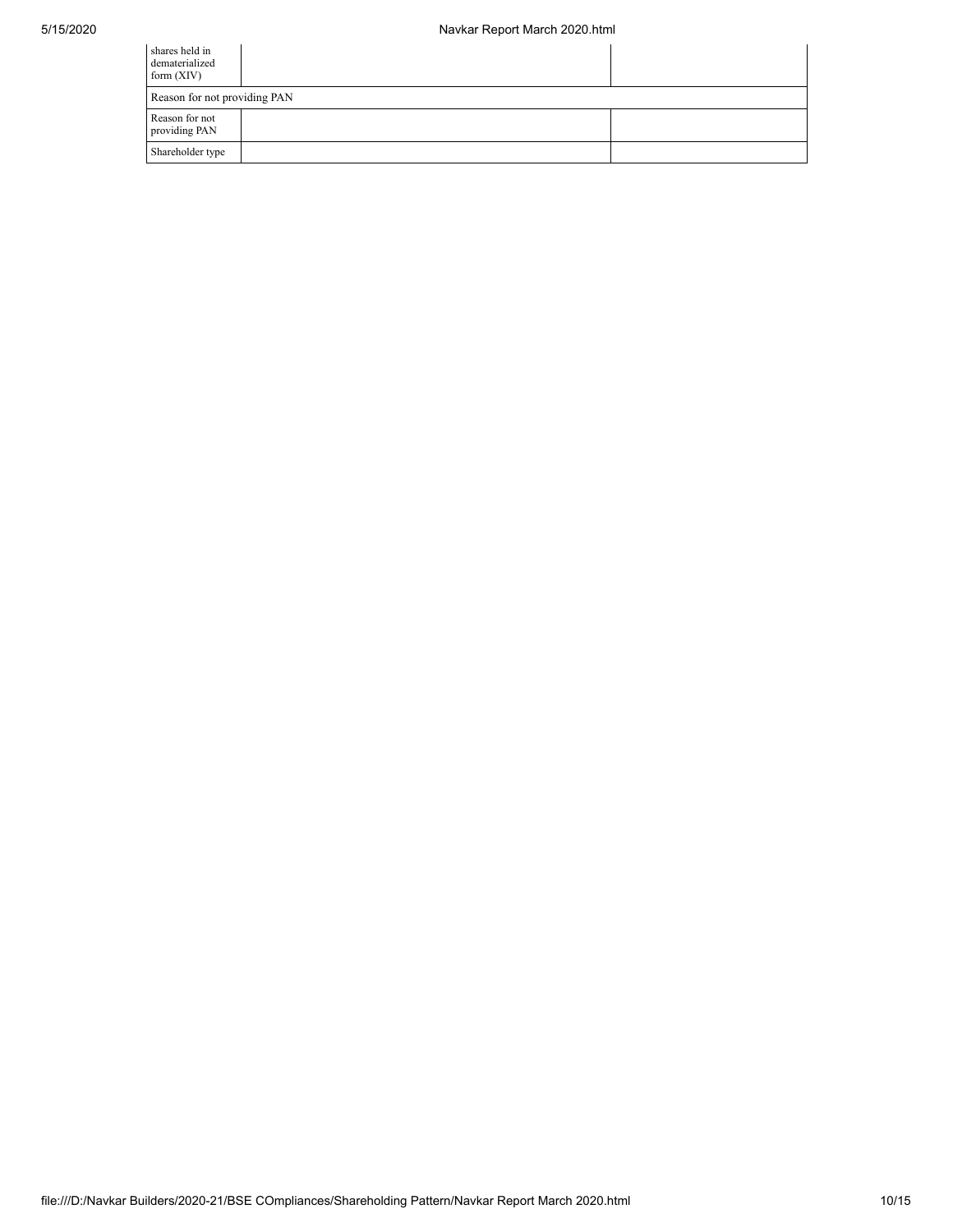| shares held in dematerialized form (XIV) | | |
| --- | --- | --- |
| Reason for not providing PAN | | |
| Reason for not providing PAN | | |
| Shareholder type | | |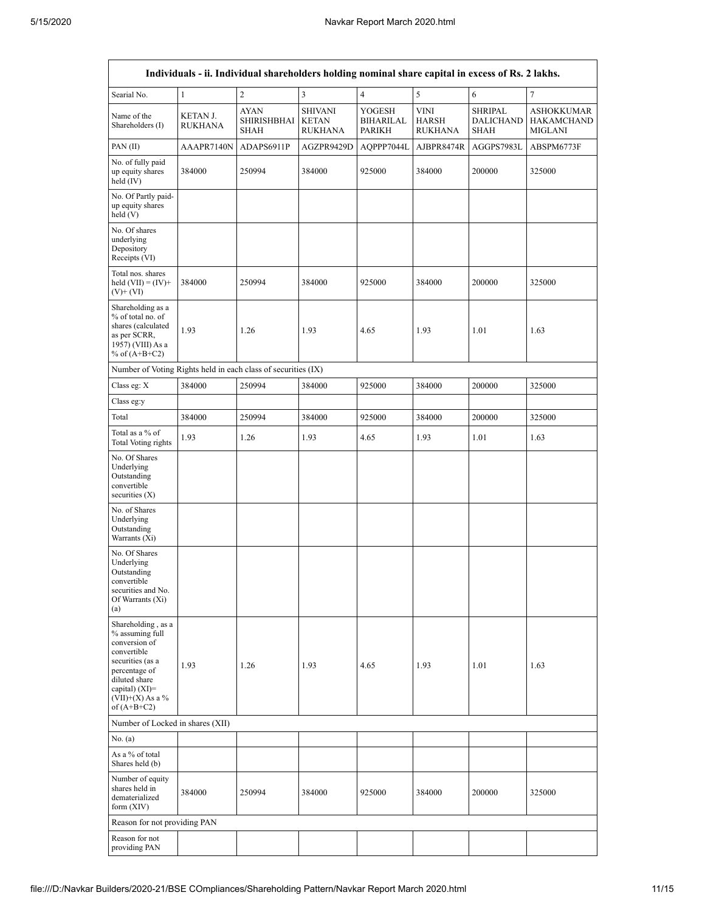| Individuals - ii. Individual shareholders holding nominal share capital in excess of Rs. 2 lakhs. | | | | | | | |
|---|---|---|---|---|---|---|---|
| Searial No. | 1 | 2 | 3 | 4 | 5 | 6 | 7 |
| Name of the Shareholders (I) | KETAN J. RUKHANA | AYAN SHIRISHBHAI SHAH | SHIVANI KETAN RUKHANA | YOGESH BIHARILAL PARIKH | VINI HARSH RUKHANA | SHRIPAL DALICHAND SHAH | ASHOKKUMAR HAKAMCHAND MIGLANI |
| PAN (II) | AAAPR7140N | ADAPS6911P | AGZPR9429D | AQPPP7044L | AJBPR8474R | AGGPS7983L | ABSPM6773F |
| No. of fully paid up equity shares held (IV) | 384000 | 250994 | 384000 | 925000 | 384000 | 200000 | 325000 |
| No. Of Partly paid-up equity shares held (V) | | | | | | | |
| No. Of shares underlying Depository Receipts (VI) | | | | | | | |
| Total nos. shares held (VII) = (IV)+(V)+ (VI) | 384000 | 250994 | 384000 | 925000 | 384000 | 200000 | 325000 |
| Shareholding as a % of total no. of shares (calculated as per SCRR, 1957) (VIII) As a % of (A+B+C2) | 1.93 | 1.26 | 1.93 | 4.65 | 1.93 | 1.01 | 1.63 |
| Number of Voting Rights held in each class of securities (IX) | | | | | | | |
| Class eg: X | 384000 | 250994 | 384000 | 925000 | 384000 | 200000 | 325000 |
| Class eg:y | | | | | | | |
| Total | 384000 | 250994 | 384000 | 925000 | 384000 | 200000 | 325000 |
| Total as a % of Total Voting rights | 1.93 | 1.26 | 1.93 | 4.65 | 1.93 | 1.01 | 1.63 |
| No. Of Shares Underlying Outstanding convertible securities (X) | | | | | | | |
| No. of Shares Underlying Outstanding Warrants (Xi) | | | | | | | |
| No. Of Shares Underlying Outstanding convertible securities and No. Of Warrants (Xi) (a) | | | | | | | |
| Shareholding , as a % assuming full conversion of convertible securities (as a percentage of diluted share capital) (XI)= (VII)+(X) As a % of (A+B+C2) | 1.93 | 1.26 | 1.93 | 4.65 | 1.93 | 1.01 | 1.63 |
| Number of Locked in shares (XII) | | | | | | | |
| No. (a) | | | | | | | |
| As a % of total Shares held (b) | | | | | | | |
| Number of equity shares held in dematerialized form (XIV) | 384000 | 250994 | 384000 | 925000 | 384000 | 200000 | 325000 |
| Reason for not providing PAN | | | | | | | |
| Reason for not providing PAN | | | | | | | |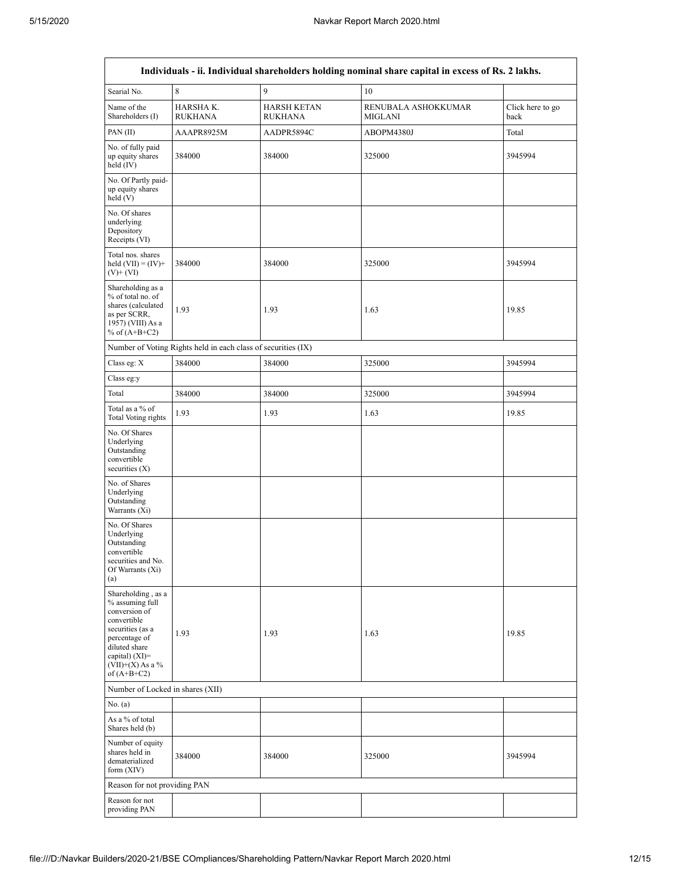| Individuals - ii. Individual shareholders holding nominal share capital in excess of Rs. 2 lakhs. | | | | |
|---|---|---|---|---|
| Searial No. | 8 | 9 | 10 | |
| Name of the Shareholders (I) | HARSHA K. RUKHANA | HARSH KETAN RUKHANA | RENUBALA ASHOKKUMAR MIGLANI | Click here to go back |
| PAN (II) | AAAPR8925M | AADPR5894C | ABOPM4380J | Total |
| No. of fully paid up equity shares held (IV) | 384000 | 384000 | 325000 | 3945994 |
| No. Of Partly paid-up equity shares held (V) | | | | |
| No. Of shares underlying Depository Receipts (VI) | | | | |
| Total nos. shares held (VII) = (IV)+(V)+ (VI) | 384000 | 384000 | 325000 | 3945994 |
| Shareholding as a % of total no. of shares (calculated as per SCRR, 1957) (VIII) As a % of (A+B+C2) | 1.93 | 1.93 | 1.63 | 19.85 |
| Number of Voting Rights held in each class of securities (IX) | | | | |
| Class eg: X | 384000 | 384000 | 325000 | 3945994 |
| Class eg:y | | | | |
| Total | 384000 | 384000 | 325000 | 3945994 |
| Total as a % of Total Voting rights | 1.93 | 1.93 | 1.63 | 19.85 |
| No. Of Shares Underlying Outstanding convertible securities (X) | | | | |
| No. of Shares Underlying Outstanding Warrants (Xi) | | | | |
| No. Of Shares Underlying Outstanding convertible securities and No. Of Warrants (Xi) (a) | | | | |
| Shareholding , as a % assuming full conversion of convertible securities (as a percentage of diluted share capital) (XI)= (VII)+(X) As a % of (A+B+C2) | 1.93 | 1.93 | 1.63 | 19.85 |
| Number of Locked in shares (XII) | | | | |
| No. (a) | | | | |
| As a % of total Shares held (b) | | | | |
| Number of equity shares held in dematerialized form (XIV) | 384000 | 384000 | 325000 | 3945994 |
| Reason for not providing PAN | | | | |
| Reason for not providing PAN | | | | |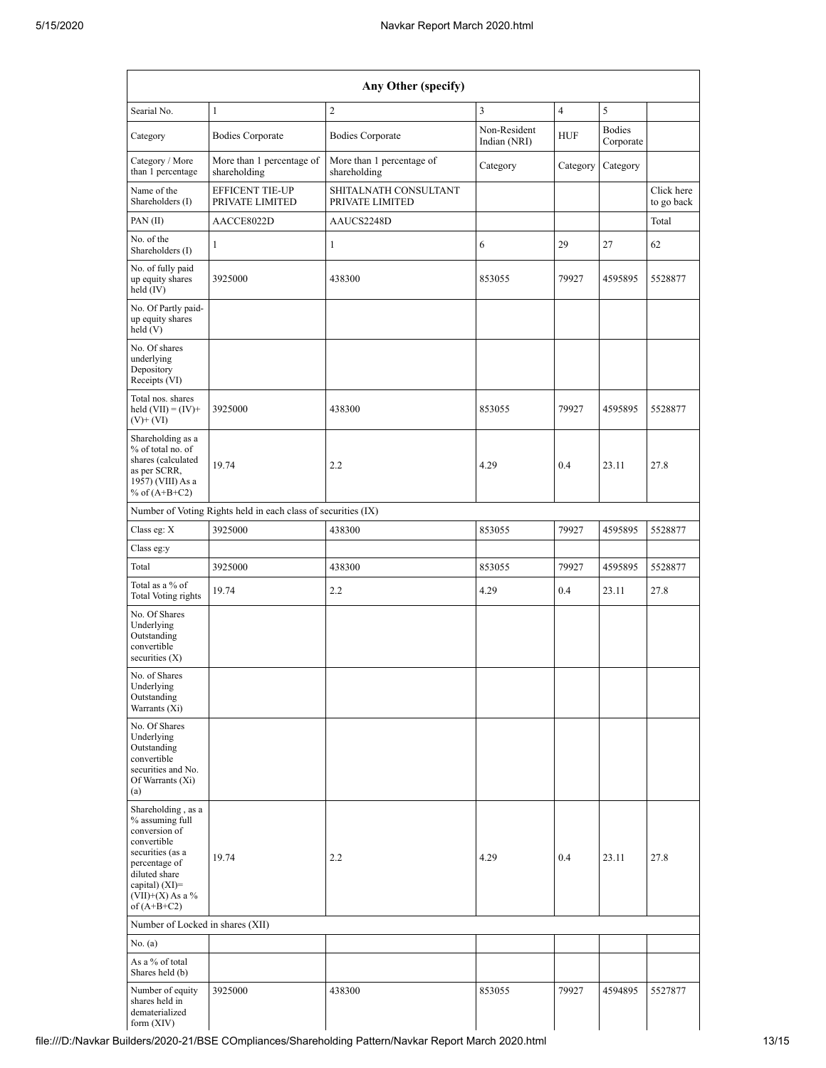| Any Other (specify) | | | | | | |
|---|---|---|---|---|---|---|
| Searial No. | 1 | 2 | 3 | 4 | 5 | |
| Category | Bodies Corporate | Bodies Corporate | Non-Resident Indian (NRI) | HUF | Bodies Corporate | |
| Category / More than 1 percentage | More than 1 percentage of shareholding | More than 1 percentage of shareholding | Category | Category | Category | |
| Name of the Shareholders (I) | EFFICENT TIE-UP PRIVATE LIMITED | SHITALNATH CONSULTANT PRIVATE LIMITED | | | | Click here to go back |
| PAN (II) | AACCE8022D | AAUCS2248D | | | | Total |
| No. of the Shareholders (I) | 1 | 1 | 6 | 29 | 27 | 62 |
| No. of fully paid up equity shares held (IV) | 3925000 | 438300 | 853055 | 79927 | 4595895 | 5528877 |
| No. Of Partly paid-up equity shares held (V) | | | | | | |
| No. Of shares underlying Depository Receipts (VI) | | | | | | |
| Total nos. shares held (VII) = (IV)+ (V)+ (VI) | 3925000 | 438300 | 853055 | 79927 | 4595895 | 5528877 |
| Shareholding as a % of total no. of shares (calculated as per SCRR, 1957) (VIII) As a % of (A+B+C2) | 19.74 | 2.2 | 4.29 | 0.4 | 23.11 | 27.8 |
| Number of Voting Rights held in each class of securities (IX) | | | | | | |
| Class eg: X | 3925000 | 438300 | 853055 | 79927 | 4595895 | 5528877 |
| Class eg:y | | | | | | |
| Total | 3925000 | 438300 | 853055 | 79927 | 4595895 | 5528877 |
| Total as a % of Total Voting rights | 19.74 | 2.2 | 4.29 | 0.4 | 23.11 | 27.8 |
| No. Of Shares Underlying Outstanding convertible securities (X) | | | | | | |
| No. of Shares Underlying Outstanding Warrants (Xi) | | | | | | |
| No. Of Shares Underlying Outstanding convertible securities and No. Of Warrants (Xi) (a) | | | | | | |
| Shareholding , as a % assuming full conversion of convertible securities (as a percentage of diluted share capital) (XI)= (VII)+(X) As a % of (A+B+C2) | 19.74 | 2.2 | 4.29 | 0.4 | 23.11 | 27.8 |
| Number of Locked in shares (XII) | | | | | | |
| No. (a) | | | | | | |
| As a % of total Shares held (b) | | | | | | |
| Number of equity shares held in dematerialized form (XIV) | 3925000 | 438300 | 853055 | 79927 | 4594895 | 5527877 |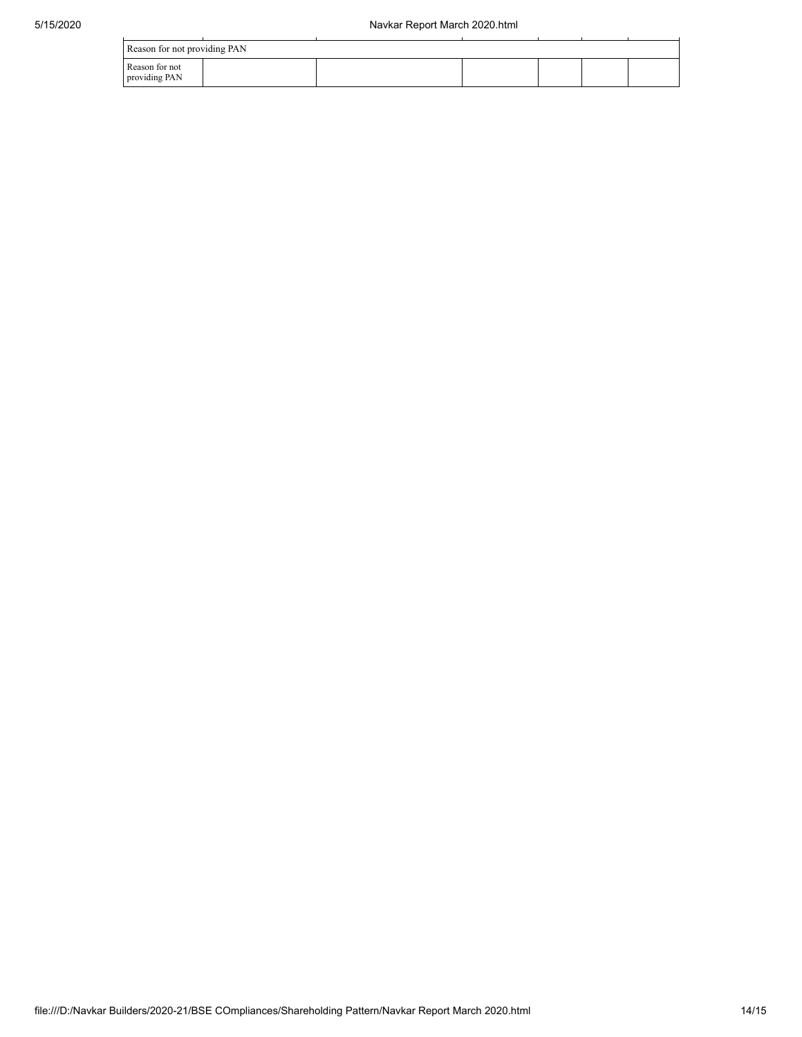| Reason for not providing PAN | | | | | | |
|---|---|---|---|---|---|---|
| Reason for not providing PAN | | | | | | |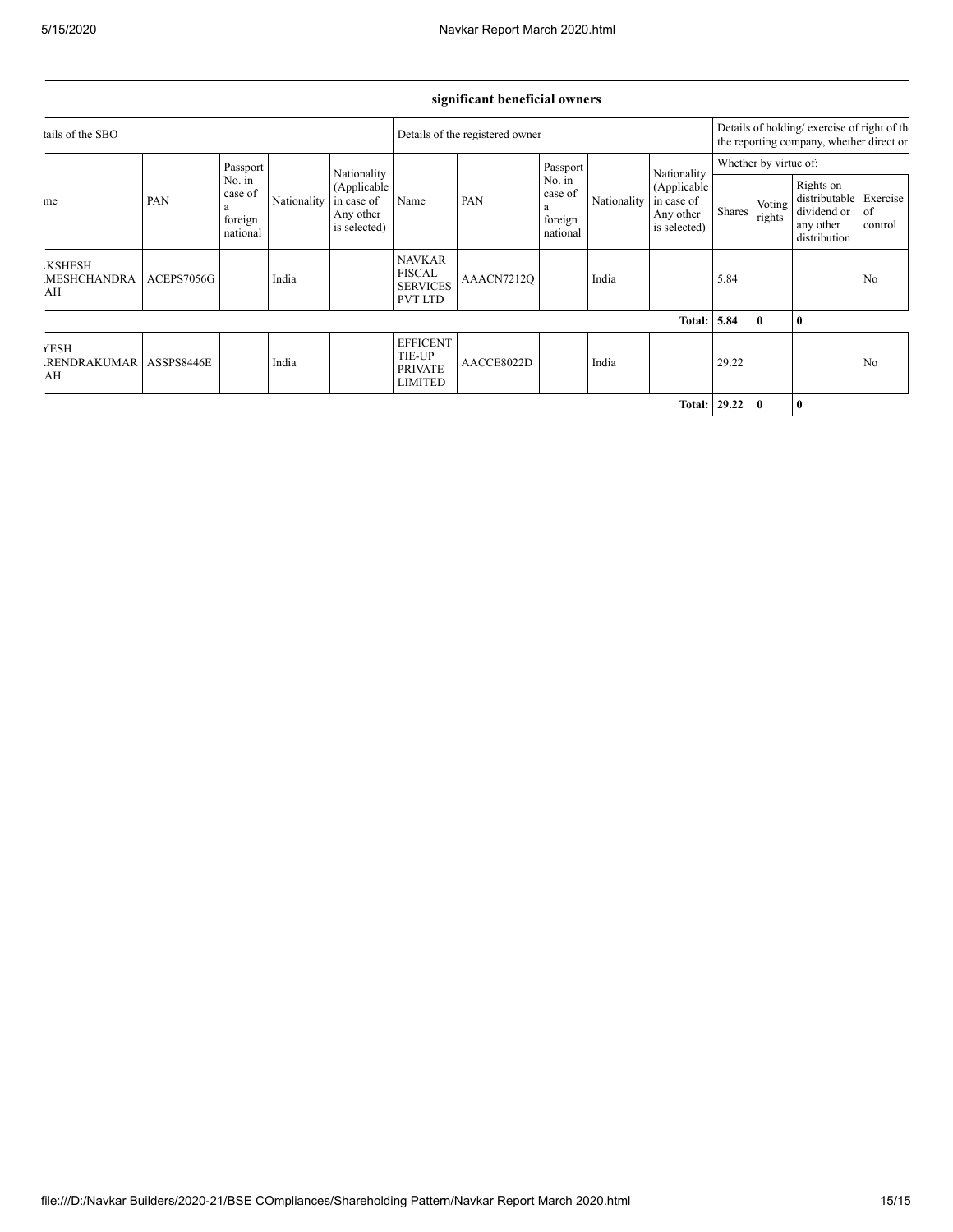## significant beneficial owners

| tails of the SBO | | | | | Details of the registered owner | | | | | Details of holding/ exercise of right of the the reporting company, whether direct or | | | |
|---|---|---|---|---|---|---|---|---|---|---|---|---|---|
| | | | | | | | | | | Whether by virtue of: | | | |
| me | PAN | Passport No. in case of a foreign national | Nationality | Nationality (Applicable in case of Any other is selected) | Name | PAN | Passport No. in case of a foreign national | Nationality | Nationality (Applicable in case of Any other is selected) | Shares | Voting rights | Rights on distributable dividend or any other distribution | Exercise of control |
| .KSHESH .MESHCHANDRA AH | ACEPS7056G | | India | | NAVKAR FISCAL SERVICES PVT LTD | AAACN7212Q | | India | | 5.84 | | | No |
| | | | | | | | | | **Total:** | **5.84** | **0** | **0** | |
| 'ESH .RENDRAKUMAR AH | ASSPS8446E | | India | | EFFICENT TIE-UP PRIVATE LIMITED | AACCE8022D | | India | | 29.22 | | | No |
| | | | | | | | | | **Total:** | **29.22** | **0** | **0** | |